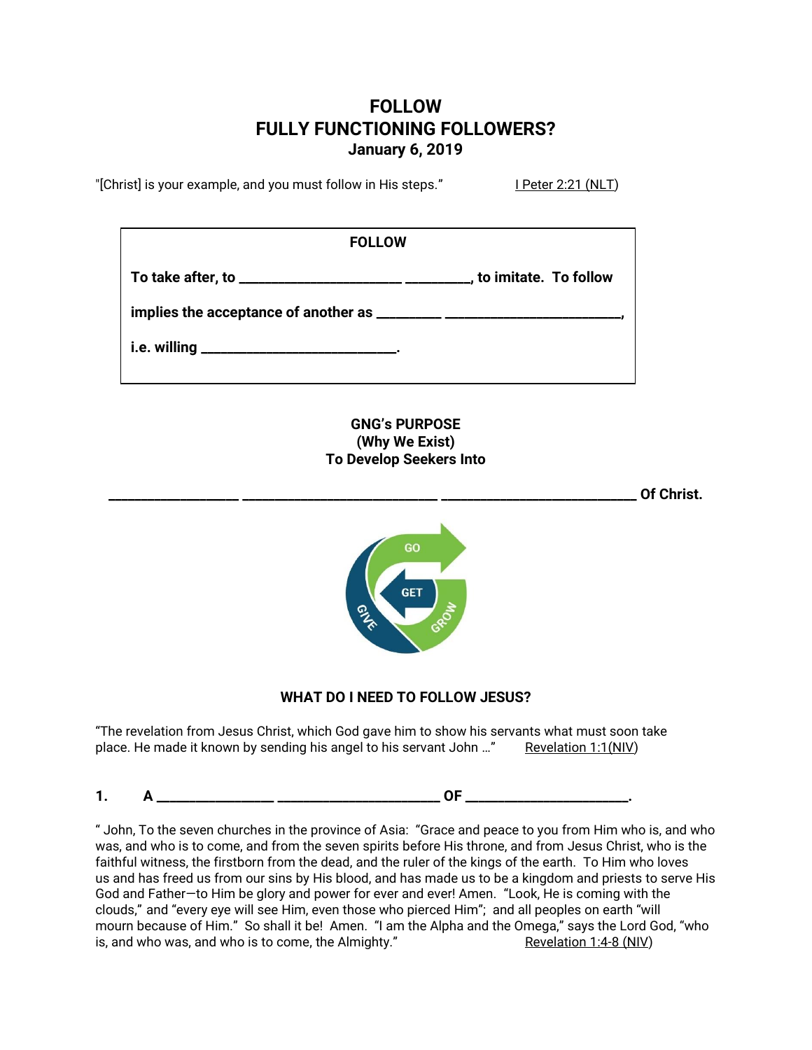# FOLLOW
# FULLY FUNCTIONING FOLLOWERS?
### January 6, 2019

"[Christ] is your example, and you must follow in His steps." I Peter 2:21 (NLT)

| FOLLOW |
|---|
| **To take after, to ____________________ ________, to imitate. To follow implies the acceptance of another as ________ ______________________, i.e. willing ________________________.** |

**GNG's PURPOSE**
**(Why We Exist)**
**To Develop Seekers Into**

**________________ ________________________ ________________________ Of Christ.**

GO
GET
GIVE
GROW

**WHAT DO I NEED TO FOLLOW JESUS?**

"The revelation from Jesus Christ, which God gave him to show his servants what must soon take place. He made it known by sending his angel to his servant John …" Revelation 1:1(NIV)

**1. A ______________ ____________________ OF ____________________.**

" John, To the seven churches in the province of Asia: "Grace and peace to you from Him who is, and who was, and who is to come, and from the seven spirits before His throne, and from Jesus Christ, who is the faithful witness, the firstborn from the dead, and the ruler of the kings of the earth. To Him who loves us and has freed us from our sins by His blood, and has made us to be a kingdom and priests to serve His God and Father—to Him be glory and power for ever and ever! Amen. "Look, He is coming with the clouds," and "every eye will see Him, even those who pierced Him"; and all peoples on earth "will mourn because of Him." So shall it be! Amen. "I am the Alpha and the Omega," says the Lord God, "who is, and who was, and who is to come, the Almighty." Revelation 1:4-8 (NIV)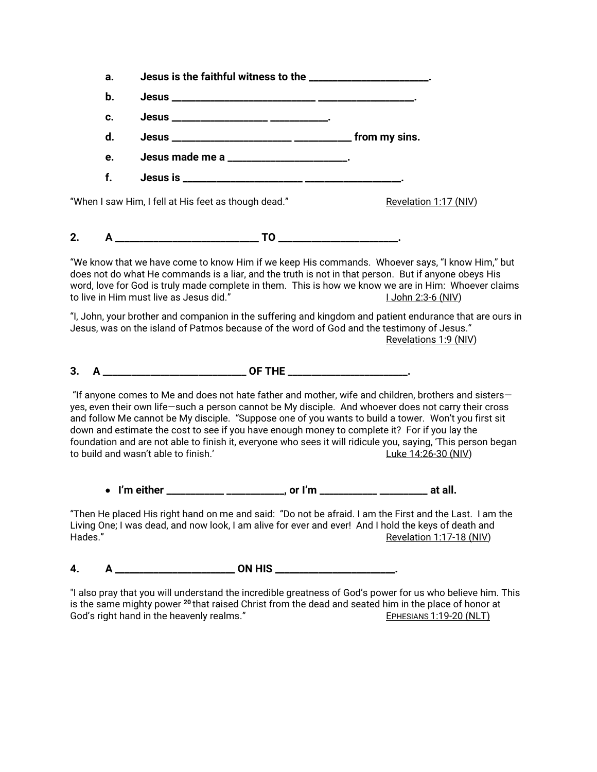a. **Jesus is the faithful witness to the \_\_\_\_\_\_\_\_\_\_\_\_\_\_\_\_\_\_\_\_\_\_\_\_.**

b. **Jesus \_\_\_\_\_\_\_\_\_\_\_\_\_\_\_\_\_\_\_\_\_\_\_\_\_\_\_\_\_ \_\_\_\_\_\_\_\_\_\_\_\_\_\_\_\_\_\_\_\_.**

c. **Jesus \_\_\_\_\_\_\_\_\_\_\_\_\_\_\_\_\_\_\_\_ \_\_\_\_\_\_\_\_\_\_\_\_.**

d. **Jesus \_\_\_\_\_\_\_\_\_\_\_\_\_\_\_\_\_\_\_\_\_\_\_\_ \_\_\_\_\_\_\_\_\_\_\_\_ from my sins.**

e. **Jesus made me a \_\_\_\_\_\_\_\_\_\_\_\_\_\_\_\_\_\_\_\_\_\_\_\_.**

f. **Jesus is \_\_\_\_\_\_\_\_\_\_\_\_\_\_\_\_\_\_\_\_\_\_\_\_ \_\_\_\_\_\_\_\_\_\_\_\_\_\_\_\_\_\_\_\_.**

"When I saw Him, I fell at His feet as though dead." Revelation 1:17 (NIV)

**2. A \_\_\_\_\_\_\_\_\_\_\_\_\_\_\_\_\_\_\_\_\_\_\_\_\_\_\_\_\_ TO \_\_\_\_\_\_\_\_\_\_\_\_\_\_\_\_\_\_\_\_\_\_\_\_.**

"We know that we have come to know Him if we keep His commands. Whoever says, "I know Him," but does not do what He commands is a liar, and the truth is not in that person. But if anyone obeys His word, love for God is truly made complete in them. This is how we know we are in Him: Whoever claims to live in Him must live as Jesus did." I John 2:3-6 (NIV)

"I, John, your brother and companion in the suffering and kingdom and patient endurance that are ours in Jesus, was on the island of Patmos because of the word of God and the testimony of Jesus." Revelations 1:9 (NIV)

**3. A \_\_\_\_\_\_\_\_\_\_\_\_\_\_\_\_\_\_\_\_\_\_\_\_\_\_\_\_\_ OF THE \_\_\_\_\_\_\_\_\_\_\_\_\_\_\_\_\_\_\_\_\_\_\_\_.**

"If anyone comes to Me and does not hate father and mother, wife and children, brothers and sisters—yes, even their own life—such a person cannot be My disciple. And whoever does not carry their cross and follow Me cannot be My disciple. "Suppose one of you wants to build a tower. Won't you first sit down and estimate the cost to see if you have enough money to complete it? For if you lay the foundation and are not able to finish it, everyone who sees it will ridicule you, saying, 'This person began to build and wasn't able to finish.' Luke 14:26-30 (NIV)

- **I'm either \_\_\_\_\_\_\_\_\_\_\_\_ \_\_\_\_\_\_\_\_\_\_\_\_, or I'm \_\_\_\_\_\_\_\_\_\_\_\_ \_\_\_\_\_\_\_\_\_\_ at all.**

"Then He placed His right hand on me and said: "Do not be afraid. I am the First and the Last. I am the Living One; I was dead, and now look, I am alive for ever and ever! And I hold the keys of death and Hades." Revelation 1:17-18 (NIV)

**4. A \_\_\_\_\_\_\_\_\_\_\_\_\_\_\_\_\_\_\_\_\_\_\_\_ ON HIS \_\_\_\_\_\_\_\_\_\_\_\_\_\_\_\_\_\_\_\_\_\_\_\_.**

"I also pray that you will understand the incredible greatness of God's power for us who believe him. This is the same mighty power [20] that raised Christ from the dead and seated him in the place of honor at God's right hand in the heavenly realms." Ephesians 1:19-20 (NLT)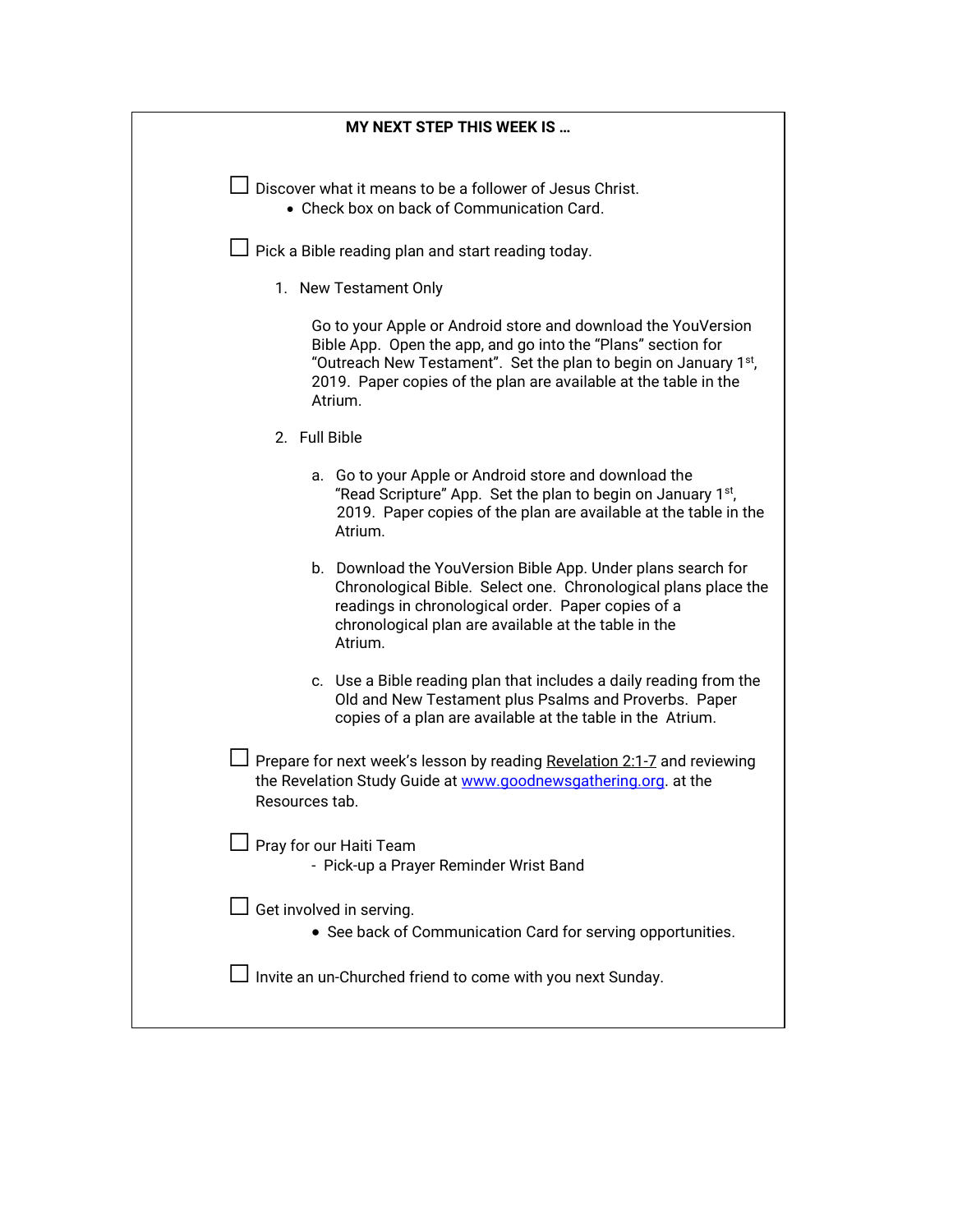**MY NEXT STEP THIS WEEK IS …**

- [ ] Discover what it means to be a follower of Jesus Christ.
  - Check box on back of Communication Card.

- [ ] Pick a Bible reading plan and start reading today.

  1. New Testament Only

     Go to your Apple or Android store and download the YouVersion Bible App. Open the app, and go into the "Plans" section for "Outreach New Testament". Set the plan to begin on January 1st, 2019. Paper copies of the plan are available at the table in the Atrium.

  2. Full Bible

     a. Go to your Apple or Android store and download the "Read Scripture" App. Set the plan to begin on January 1st, 2019. Paper copies of the plan are available at the table in the Atrium.

     b. Download the YouVersion Bible App. Under plans search for Chronological Bible. Select one. Chronological plans place the readings in chronological order. Paper copies of a chronological plan are available at the table in the Atrium.

     c. Use a Bible reading plan that includes a daily reading from the Old and New Testament plus Psalms and Proverbs. Paper copies of a plan are available at the table in the Atrium.

- [ ] Prepare for next week's lesson by reading Revelation 2:1-7 and reviewing the Revelation Study Guide at [www.goodnewsgathering.org](http://www.goodnewsgathering.org). at the Resources tab.

- [ ] Pray for our Haiti Team
  - Pick-up a Prayer Reminder Wrist Band

- [ ] Get involved in serving.
  - See back of Communication Card for serving opportunities.

- [ ] Invite an un-Churched friend to come with you next Sunday.